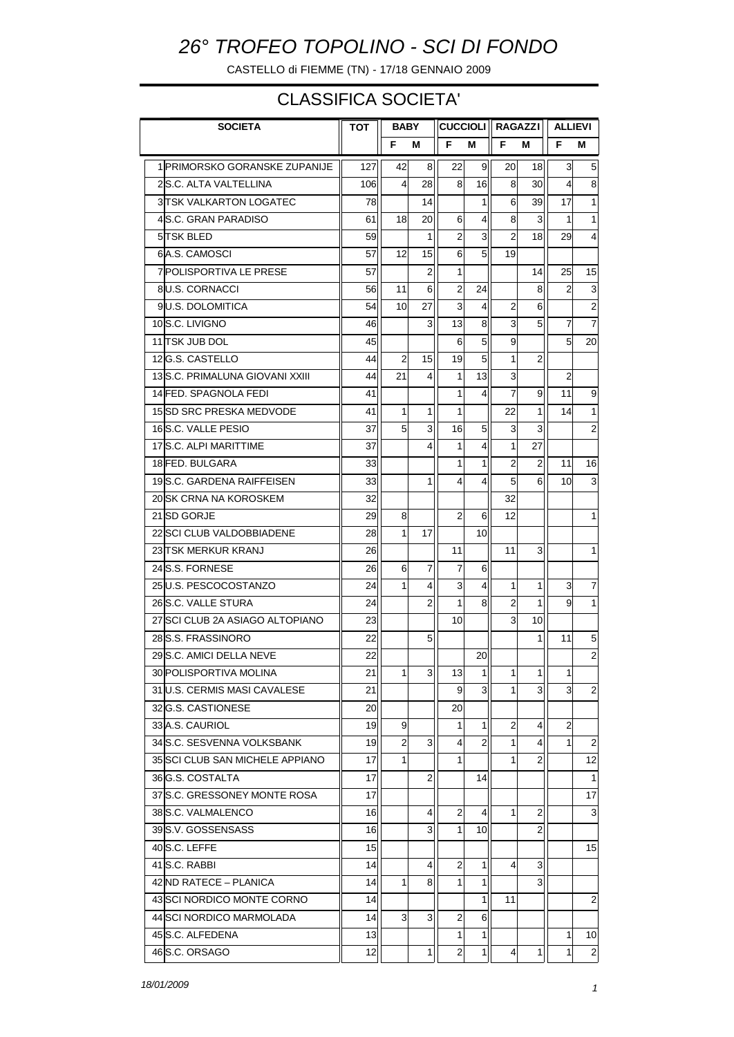# 26° TROFEO TOPOLINO - SCI DI FONDO

CASTELLO di FIEMME (TN) - 17/18 GENNAIO 2009

## CLASSIFICA SOCIETA'

| | SOCIETA | TOT | BABY | | CUCCIOLI | | RAGAZZI | | ALLIEVI | |
|---|---|---|---|---|---|---|---|---|---|---|
| | | | F | M | F | M | F | M | F | M |
| 1 | PRIMORSKO GORANSKE ZUPANIJE | 127 | 42 | 8 | 22 | 9 | 20 | 18 | 3 | 5 |
| 2 | S.C. ALTA VALTELLINA | 106 | 4 | 28 | 8 | 16 | 8 | 30 | 4 | 8 |
| 3 | TSK VALKARTON LOGATEC | 78 | | 14 | | 1 | 6 | 39 | 17 | 1 |
| 4 | S.C. GRAN PARADISO | 61 | 18 | 20 | 6 | 4 | 8 | 3 | 1 | 1 |
| 5 | TSK BLED | 59 | | 1 | 2 | 3 | 2 | 18 | 29 | 4 |
| 6 | A.S. CAMOSCI | 57 | 12 | 15 | 6 | 5 | 19 | | | |
| 7 | POLISPORTIVA LE PRESE | 57 | | 2 | 1 | | | 14 | 25 | 15 |
| 8 | U.S. CORNACCI | 56 | 11 | 6 | 2 | 24 | | 8 | 2 | 3 |
| 9 | U.S. DOLOMITICA | 54 | 10 | 27 | 3 | 4 | 2 | 6 | | 2 |
| 10 | S.C. LIVIGNO | 46 | | 3 | 13 | 8 | 3 | 5 | 7 | 7 |
| 11 | TSK JUB DOL | 45 | | | 6 | 5 | 9 | | 5 | 20 |
| 12 | G.S. CASTELLO | 44 | 2 | 15 | 19 | 5 | 1 | 2 | | |
| 13 | S.C. PRIMALUNA GIOVANI XXIII | 44 | 21 | 4 | 1 | 13 | 3 | | 2 | |
| 14 | FED. SPAGNOLA FEDI | 41 | | | 1 | 4 | 7 | 9 | 11 | 9 |
| 15 | SD SRC PRESKA MEDVODE | 41 | 1 | 1 | 1 | | 22 | 1 | 14 | 1 |
| 16 | S.C. VALLE PESIO | 37 | 5 | 3 | 16 | 5 | 3 | 3 | | 2 |
| 17 | S.C. ALPI MARITTIME | 37 | | 4 | 1 | 4 | 1 | 27 | | |
| 18 | FED. BULGARA | 33 | | | 1 | 1 | 2 | 2 | 11 | 16 |
| 19 | S.C. GARDENA RAIFFEISEN | 33 | | 1 | 4 | 4 | 5 | 6 | 10 | 3 |
| 20 | SK CRNA NA KOROSKEM | 32 | | | | | 32 | | | |
| 21 | SD GORJE | 29 | 8 | | 2 | 6 | 12 | | | 1 |
| 22 | SCI CLUB VALDOBBIADENE | 28 | 1 | 17 | | 10 | | | | |
| 23 | TSK MERKUR KRANJ | 26 | | | 11 | | 11 | 3 | | 1 |
| 24 | S.S. FORNESE | 26 | 6 | 7 | 7 | 6 | | | | |
| 25 | U.S. PESCOCOSTANZO | 24 | 1 | 4 | 3 | 4 | 1 | 1 | 3 | 7 |
| 26 | S.C. VALLE STURA | 24 | | 2 | 1 | 8 | 2 | 1 | 9 | 1 |
| 27 | SCI CLUB 2A ASIAGO ALTOPIANO | 23 | | | 10 | | 3 | 10 | | |
| 28 | S.S. FRASSINORO | 22 | | 5 | | | | 1 | 11 | 5 |
| 29 | S.C. AMICI DELLA NEVE | 22 | | | | 20 | | | | 2 |
| 30 | POLISPORTIVA MOLINA | 21 | 1 | 3 | 13 | 1 | 1 | 1 | 1 | |
| 31 | U.S. CERMIS MASI CAVALESE | 21 | | | 9 | 3 | 1 | 3 | 3 | 2 |
| 32 | G.S. CASTIONESE | 20 | | | 20 | | | | | |
| 33 | A.S. CAURIOL | 19 | 9 | | 1 | 1 | 2 | 4 | 2 | |
| 34 | S.C. SESVENNA VOLKSBANK | 19 | 2 | 3 | 4 | 2 | 1 | 4 | 1 | 2 |
| 35 | SCI CLUB SAN MICHELE APPIANO | 17 | 1 | | 1 | | 1 | 2 | | 12 |
| 36 | G.S. COSTALTA | 17 | | 2 | | 14 | | | | 1 |
| 37 | S.C. GRESSONEY MONTE ROSA | 17 | | | | | | | | 17 |
| 38 | S.C. VALMALENCO | 16 | | 4 | 2 | 4 | 1 | 2 | | 3 |
| 39 | S.V. GOSSENSASS | 16 | | 3 | 1 | 10 | | 2 | | |
| 40 | S.C. LEFFE | 15 | | | | | | | | 15 |
| 41 | S.C. RABBI | 14 | | 4 | 2 | 1 | 4 | 3 | | |
| 42 | ND RATECE – PLANICA | 14 | 1 | 8 | 1 | 1 | | 3 | | |
| 43 | SCI NORDICO MONTE CORNO | 14 | | | | 1 | 11 | | | 2 |
| 44 | SCI NORDICO MARMOLADA | 14 | 3 | 3 | 2 | 6 | | | | |
| 45 | S.C. ALFEDENA | 13 | | | 1 | 1 | | | 1 | 10 |
| 46 | S.C. ORSAGO | 12 | | 1 | 2 | 1 | 4 | 1 | 1 | 2 |

*18/01/2009*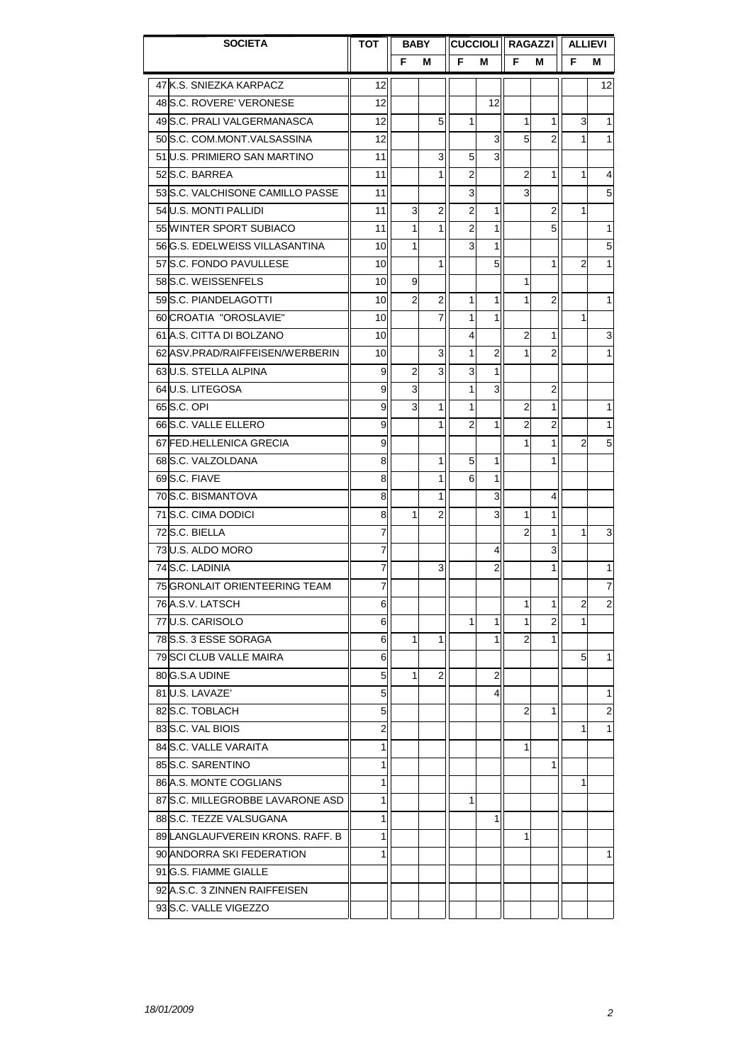| SOCIETA | | TOT | BABY | | CUCCIOLI | | RAGAZZI | | ALLIEVI | |
|---|---|---|---|---|---|---|---|---|---|---|
| | | | F | M | F | M | F | M | F | M |
| 47 | K.S. SNIEZKA KARPACZ | 12 | | | | | | | | 12 |
| 48 | S.C. ROVERE' VERONESE | 12 | | | | 12 | | | | |
| 49 | S.C. PRALI VALGERMANASCA | 12 | | 5 | 1 | | 1 | 1 | 3 | 1 |
| 50 | S.C. COM.MONT.VALSASSINA | 12 | | | | 3 | 5 | 2 | 1 | 1 |
| 51 | U.S. PRIMIERO SAN MARTINO | 11 | | 3 | 5 | 3 | | | | |
| 52 | S.C. BARREA | 11 | | 1 | 2 | | 2 | 1 | 1 | 4 |
| 53 | S.C. VALCHISONE CAMILLO PASSE | 11 | | | 3 | | 3 | | | 5 |
| 54 | U.S. MONTI PALLIDI | 11 | 3 | 2 | 2 | 1 | | 2 | 1 | |
| 55 | WINTER SPORT SUBIACO | 11 | 1 | 1 | 2 | 1 | | 5 | | 1 |
| 56 | G.S. EDELWEISS VILLASANTINA | 10 | 1 | | 3 | 1 | | | | 5 |
| 57 | S.C. FONDO PAVULLESE | 10 | | 1 | | 5 | | 1 | 2 | 1 |
| 58 | S.C. WEISSENFELS | 10 | 9 | | | | 1 | | | |
| 59 | S.C. PIANDELAGOTTI | 10 | 2 | 2 | 1 | 1 | 1 | 2 | | 1 |
| 60 | CROATIA "OROSLAVIE" | 10 | | 7 | 1 | 1 | | | 1 | |
| 61 | A.S. CITTA DI BOLZANO | 10 | | | 4 | | 2 | 1 | | 3 |
| 62 | ASV.PRAD/RAIFFEISEN/WERBERIN | 10 | | 3 | 1 | 2 | 1 | 2 | | 1 |
| 63 | U.S. STELLA ALPINA | 9 | 2 | 3 | 3 | 1 | | | | |
| 64 | U.S. LITEGOSA | 9 | 3 | | 1 | 3 | | 2 | | |
| 65 | S.C. OPI | 9 | 3 | 1 | 1 | | 2 | 1 | | 1 |
| 66 | S.C. VALLE ELLERO | 9 | | 1 | 2 | 1 | 2 | 2 | | 1 |
| 67 | FED.HELLENICA GRECIA | 9 | | | | | 1 | 1 | 2 | 5 |
| 68 | S.C. VALZOLDANA | 8 | | 1 | 5 | 1 | | 1 | | |
| 69 | S.C. FIAVE | 8 | | 1 | 6 | 1 | | | | |
| 70 | S.C. BISMANTOVA | 8 | | 1 | | 3 | | 4 | | |
| 71 | S.C. CIMA DODICI | 8 | 1 | 2 | | 3 | 1 | 1 | | |
| 72 | S.C. BIELLA | 7 | | | | | 2 | 1 | 1 | 3 |
| 73 | U.S. ALDO MORO | 7 | | | | 4 | | 3 | | |
| 74 | S.C. LADINIA | 7 | | 3 | | 2 | | 1 | | 1 |
| 75 | GRONLAIT ORIENTEERING TEAM | 7 | | | | | | | | 7 |
| 76 | A.S.V. LATSCH | 6 | | | | | 1 | 1 | 2 | 2 |
| 77 | U.S. CARISOLO | 6 | | | 1 | 1 | 1 | 2 | 1 | |
| 78 | S.S. 3 ESSE SORAGA | 6 | 1 | 1 | | 1 | 2 | 1 | | |
| 79 | SCI CLUB VALLE MAIRA | 6 | | | | | | | 5 | 1 |
| 80 | G.S.A UDINE | 5 | 1 | 2 | | 2 | | | | |
| 81 | U.S. LAVAZE' | 5 | | | | 4 | | | | 1 |
| 82 | S.C. TOBLACH | 5 | | | | | 2 | 1 | | 2 |
| 83 | S.C. VAL BIOIS | 2 | | | | | | | 1 | 1 |
| 84 | S.C. VALLE VARAITA | 1 | | | | | 1 | | | |
| 85 | S.C. SARENTINO | 1 | | | | | | 1 | | |
| 86 | A.S. MONTE COGLIANS | 1 | | | | | | | 1 | |
| 87 | S.C. MILLEGROBBE LAVARONE ASD | 1 | | | 1 | | | | | |
| 88 | S.C. TEZZE VALSUGANA | 1 | | | | 1 | | | | |
| 89 | LANGLAUFVEREIN KRONS. RAFF. B | 1 | | | | | 1 | | | |
| 90 | ANDORRA SKI FEDERATION | 1 | | | | | | | | 1 |
| 91 | G.S. FIAMME GIALLE | | | | | | | | | |
| 92 | A.S.C. 3 ZINNEN RAIFFEISEN | | | | | | | | | |
| 93 | S.C. VALLE VIGEZZO | | | | | | | | | |

*18/01/2009*